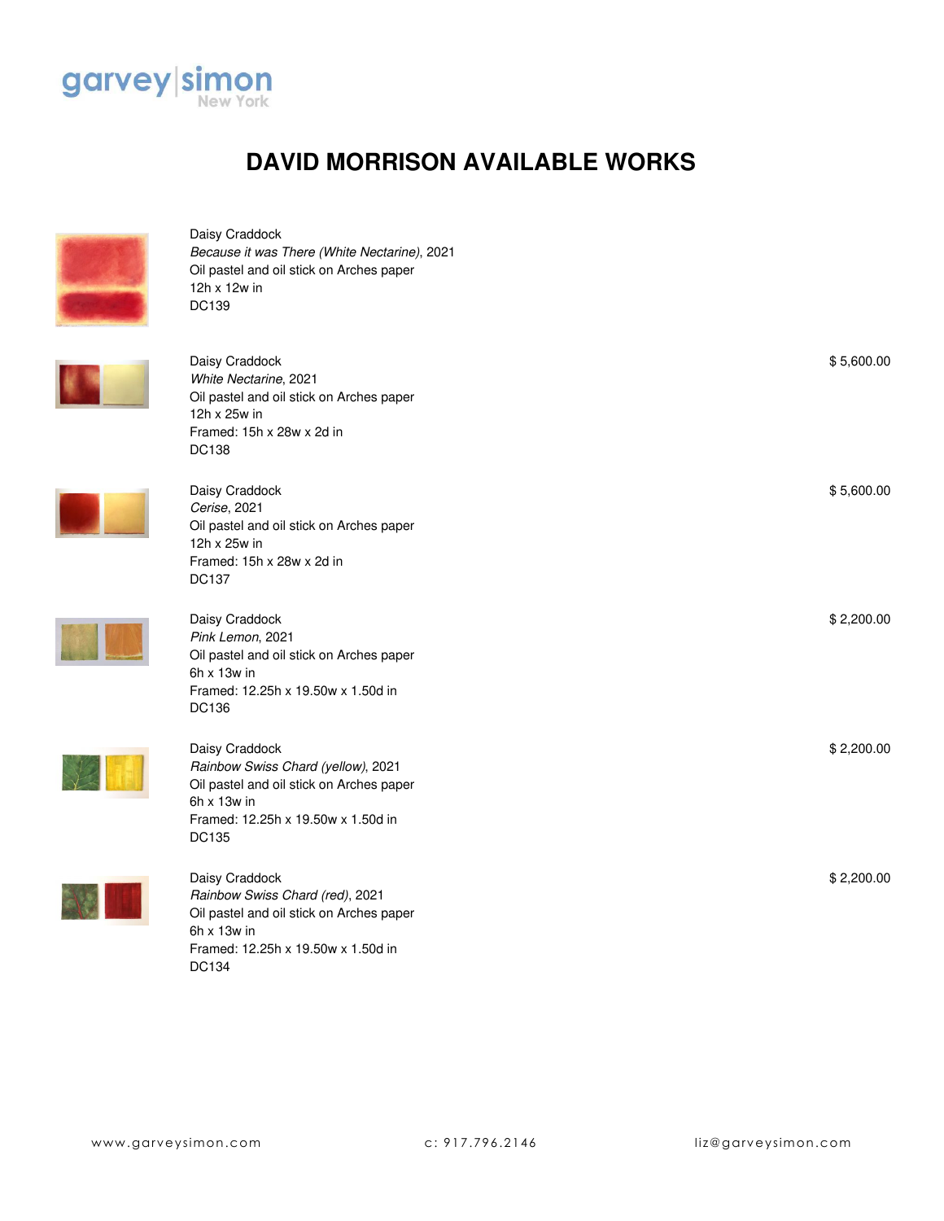garvey|simon
New York

# DAVID MORRISON AVAILABLE WORKS

Daisy Craddock
*Because it was There (White Nectarine)*, 2021
Oil pastel and oil stick on Arches paper
12h x 12w in
DC139

Daisy Craddock
*White Nectarine*, 2021
Oil pastel and oil stick on Arches paper
12h x 25w in
Framed: 15h x 28w x 2d in
DC138

$ 5,600.00

Daisy Craddock
*Cerise*, 2021
Oil pastel and oil stick on Arches paper
12h x 25w in
Framed: 15h x 28w x 2d in
DC137

$ 5,600.00

Daisy Craddock
*Pink Lemon*, 2021
Oil pastel and oil stick on Arches paper
6h x 13w in
Framed: 12.25h x 19.50w x 1.50d in
DC136

$ 2,200.00

Daisy Craddock
*Rainbow Swiss Chard (yellow)*, 2021
Oil pastel and oil stick on Arches paper
6h x 13w in
Framed: 12.25h x 19.50w x 1.50d in
DC135

$ 2,200.00

Daisy Craddock
*Rainbow Swiss Chard (red)*, 2021
Oil pastel and oil stick on Arches paper
6h x 13w in
Framed: 12.25h x 19.50w x 1.50d in
DC134

$ 2,200.00

www.garveysimon.com c: 917.796.2146 liz@garveysimon.com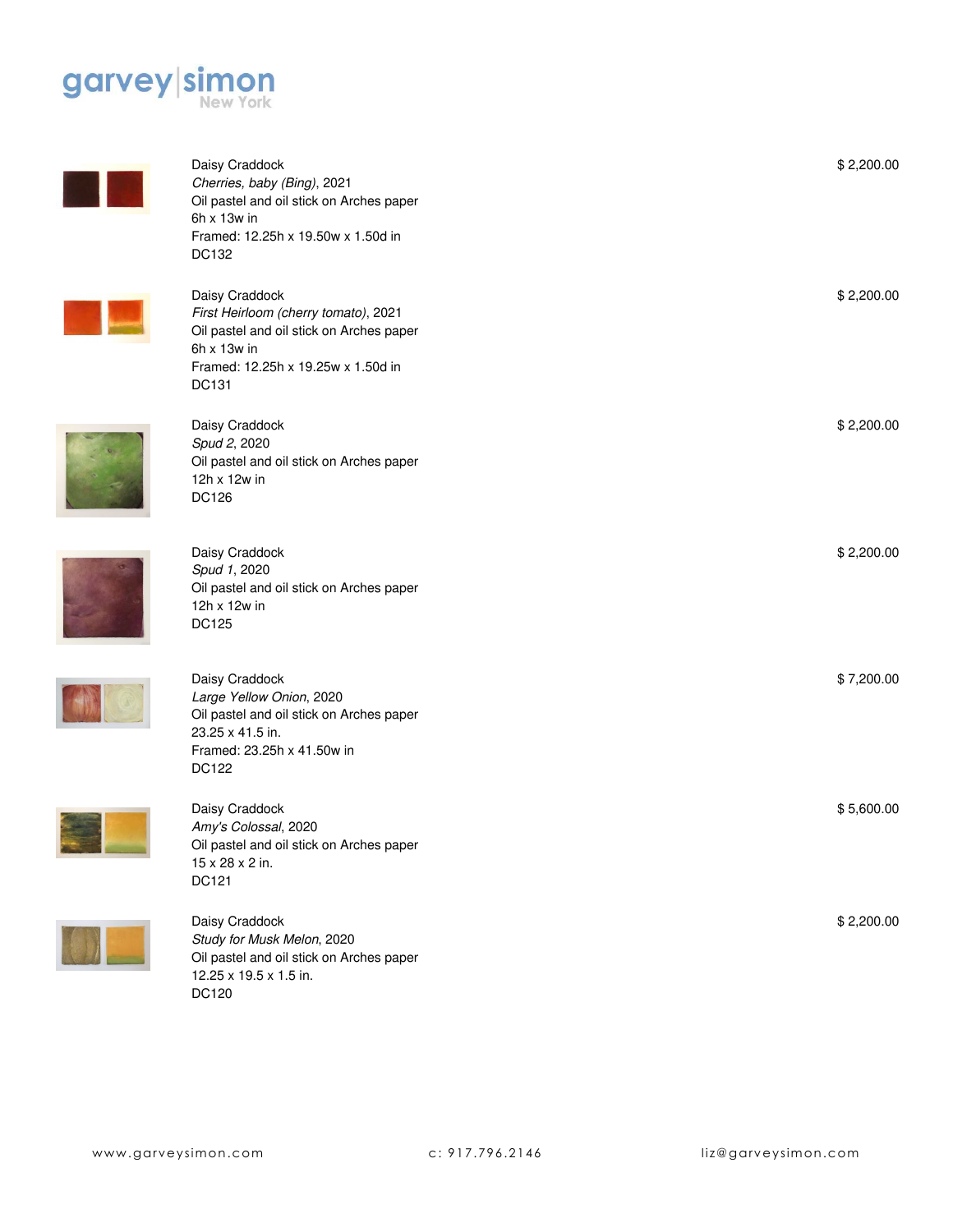Daisy Craddock
*Cherries, baby (Bing)*, 2021
Oil pastel and oil stick on Arches paper
6h x 13w in
Framed: 12.25h x 19.50w x 1.50d in
DC132

$ 2,200.00

Daisy Craddock
*First Heirloom (cherry tomato)*, 2021
Oil pastel and oil stick on Arches paper
6h x 13w in
Framed: 12.25h x 19.25w x 1.50d in
DC131

$ 2,200.00

Daisy Craddock
*Spud 2*, 2020
Oil pastel and oil stick on Arches paper
12h x 12w in
DC126

$ 2,200.00

Daisy Craddock
*Spud 1*, 2020
Oil pastel and oil stick on Arches paper
12h x 12w in
DC125

$ 2,200.00

Daisy Craddock
*Large Yellow Onion*, 2020
Oil pastel and oil stick on Arches paper
23.25 x 41.5 in.
Framed: 23.25h x 41.50w in
DC122

$ 7,200.00

Daisy Craddock
*Amy's Colossal*, 2020
Oil pastel and oil stick on Arches paper
15 x 28 x 2 in.
DC121

$ 5,600.00

Daisy Craddock
*Study for Musk Melon*, 2020
Oil pastel and oil stick on Arches paper
12.25 x 19.5 x 1.5 in.
DC120

$ 2,200.00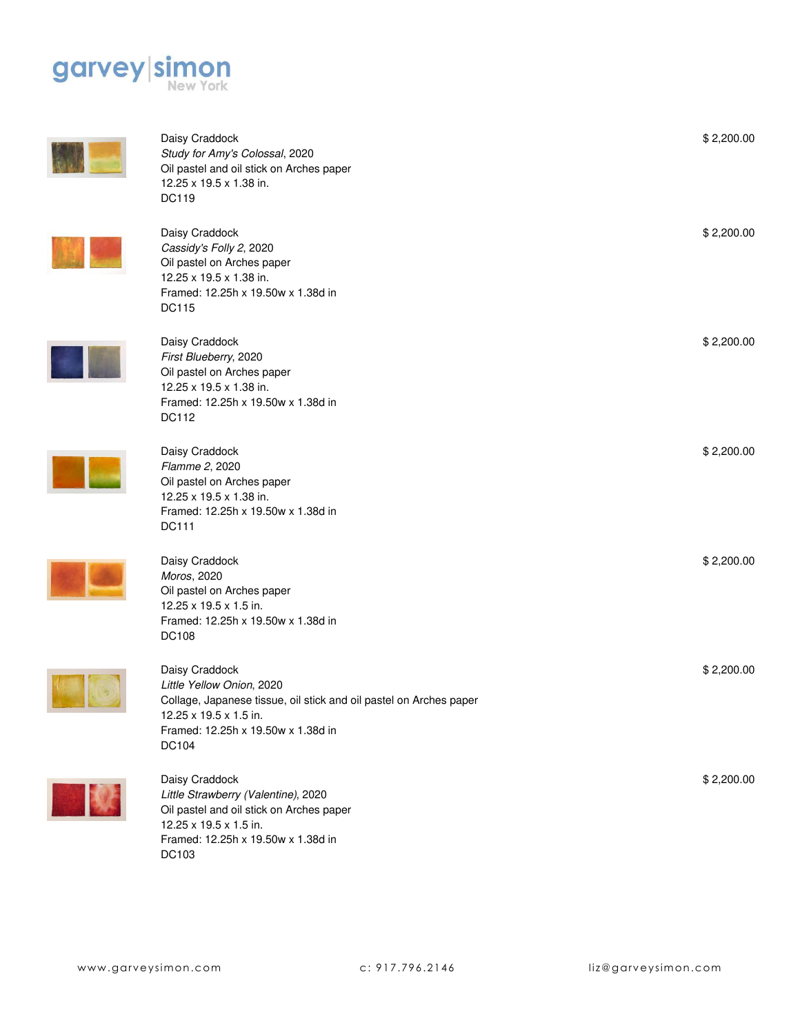garvey|simon New York

Daisy Craddock
*Study for Amy's Colossal*, 2020
Oil pastel and oil stick on Arches paper
12.25 x 19.5 x 1.38 in.
DC119

$ 2,200.00

Daisy Craddock
*Cassidy's Folly 2*, 2020
Oil pastel on Arches paper
12.25 x 19.5 x 1.38 in.
Framed: 12.25h x 19.50w x 1.38d in
DC115

$ 2,200.00

Daisy Craddock
*First Blueberry*, 2020
Oil pastel on Arches paper
12.25 x 19.5 x 1.38 in.
Framed: 12.25h x 19.50w x 1.38d in
DC112

$ 2,200.00

Daisy Craddock
*Flamme 2*, 2020
Oil pastel on Arches paper
12.25 x 19.5 x 1.38 in.
Framed: 12.25h x 19.50w x 1.38d in
DC111

$ 2,200.00

Daisy Craddock
*Moros*, 2020
Oil pastel on Arches paper
12.25 x 19.5 x 1.5 in.
Framed: 12.25h x 19.50w x 1.38d in
DC108

$ 2,200.00

Daisy Craddock
*Little Yellow Onion*, 2020
Collage, Japanese tissue, oil stick and oil pastel on Arches paper
12.25 x 19.5 x 1.5 in.
Framed: 12.25h x 19.50w x 1.38d in
DC104

$ 2,200.00

Daisy Craddock
*Little Strawberry (Valentine)*, 2020
Oil pastel and oil stick on Arches paper
12.25 x 19.5 x 1.5 in.
Framed: 12.25h x 19.50w x 1.38d in
DC103

$ 2,200.00

www.garveysimon.com c: 917.796.2146 liz@garveysimon.com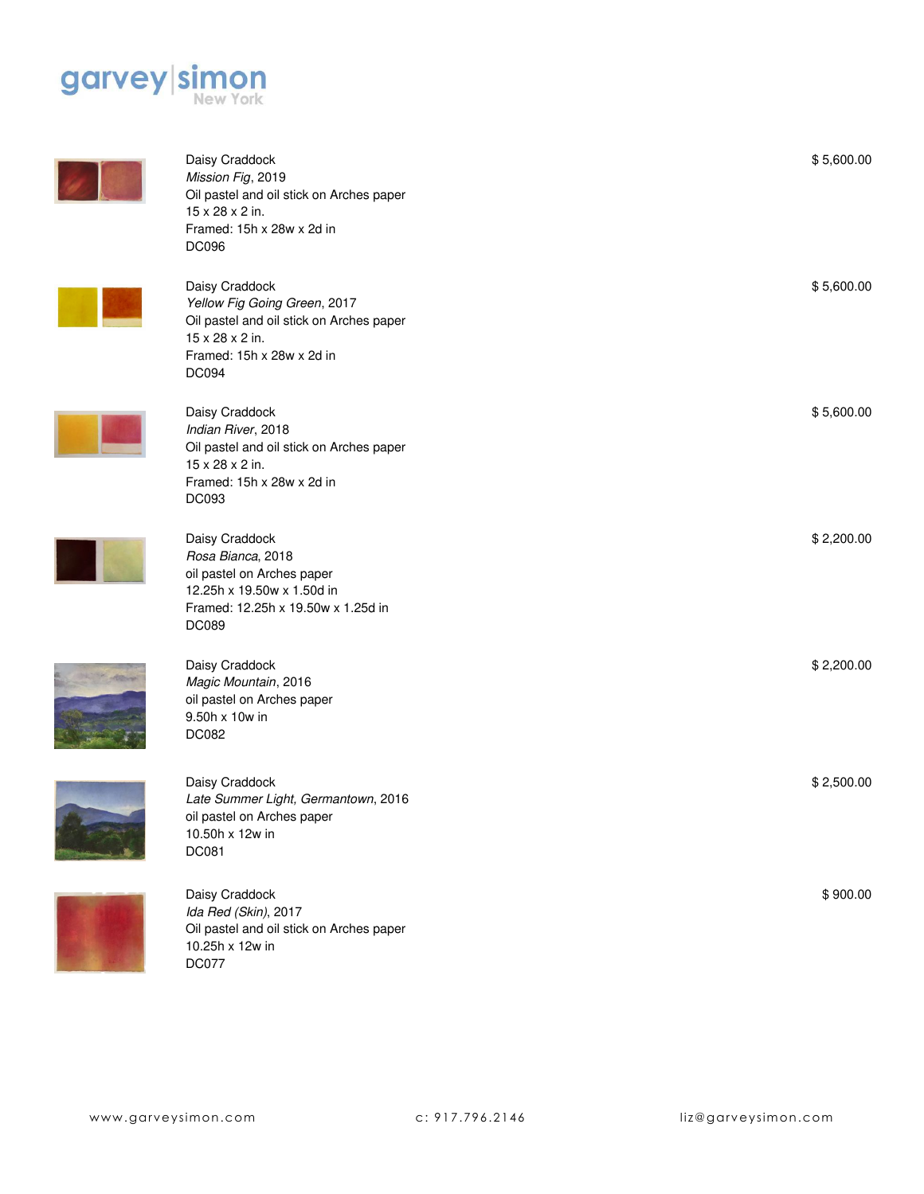garvey|simon
New York

Daisy Craddock
*Mission Fig*, 2019
Oil pastel and oil stick on Arches paper
15 x 28 x 2 in.
Framed: 15h x 28w x 2d in
DC096

$ 5,600.00

Daisy Craddock
*Yellow Fig Going Green*, 2017
Oil pastel and oil stick on Arches paper
15 x 28 x 2 in.
Framed: 15h x 28w x 2d in
DC094

$ 5,600.00

Daisy Craddock
*Indian River*, 2018
Oil pastel and oil stick on Arches paper
15 x 28 x 2 in.
Framed: 15h x 28w x 2d in
DC093

$ 5,600.00

Daisy Craddock
*Rosa Bianca*, 2018
oil pastel on Arches paper
12.25h x 19.50w x 1.50d in
Framed: 12.25h x 19.50w x 1.25d in
DC089

$ 2,200.00

Daisy Craddock
*Magic Mountain*, 2016
oil pastel on Arches paper
9.50h x 10w in
DC082

$ 2,200.00

Daisy Craddock
*Late Summer Light, Germantown*, 2016
oil pastel on Arches paper
10.50h x 12w in
DC081

$ 2,500.00

Daisy Craddock
*Ida Red (Skin)*, 2017
Oil pastel and oil stick on Arches paper
10.25h x 12w in
DC077

$ 900.00

www.garveysimon.com c: 917.796.2146 liz@garveysimon.com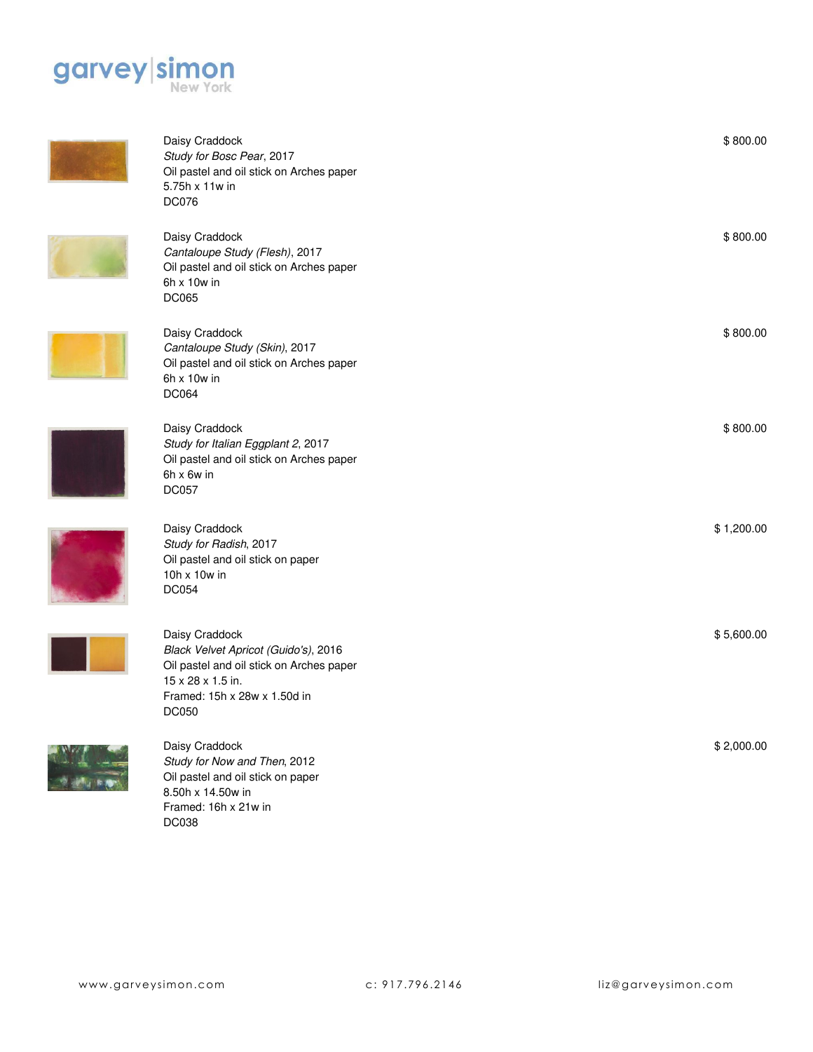garvey|simon New York

Daisy Craddock
*Study for Bosc Pear*, 2017
Oil pastel and oil stick on Arches paper
5.75h x 11w in
DC076

$ 800.00

Daisy Craddock
*Cantaloupe Study (Flesh)*, 2017
Oil pastel and oil stick on Arches paper
6h x 10w in
DC065

$ 800.00

Daisy Craddock
*Cantaloupe Study (Skin)*, 2017
Oil pastel and oil stick on Arches paper
6h x 10w in
DC064

$ 800.00

Daisy Craddock
*Study for Italian Eggplant 2*, 2017
Oil pastel and oil stick on Arches paper
6h x 6w in
DC057

$ 800.00

Daisy Craddock
*Study for Radish*, 2017
Oil pastel and oil stick on paper
10h x 10w in
DC054

$ 1,200.00

Daisy Craddock
*Black Velvet Apricot (Guido's)*, 2016
Oil pastel and oil stick on Arches paper
15 x 28 x 1.5 in.
Framed: 15h x 28w x 1.50d in
DC050

$ 5,600.00

Daisy Craddock
*Study for Now and Then*, 2012
Oil pastel and oil stick on paper
8.50h x 14.50w in
Framed: 16h x 21w in
DC038

$ 2,000.00

www.garveysimon.com    c: 917.796.2146    liz@garveysimon.com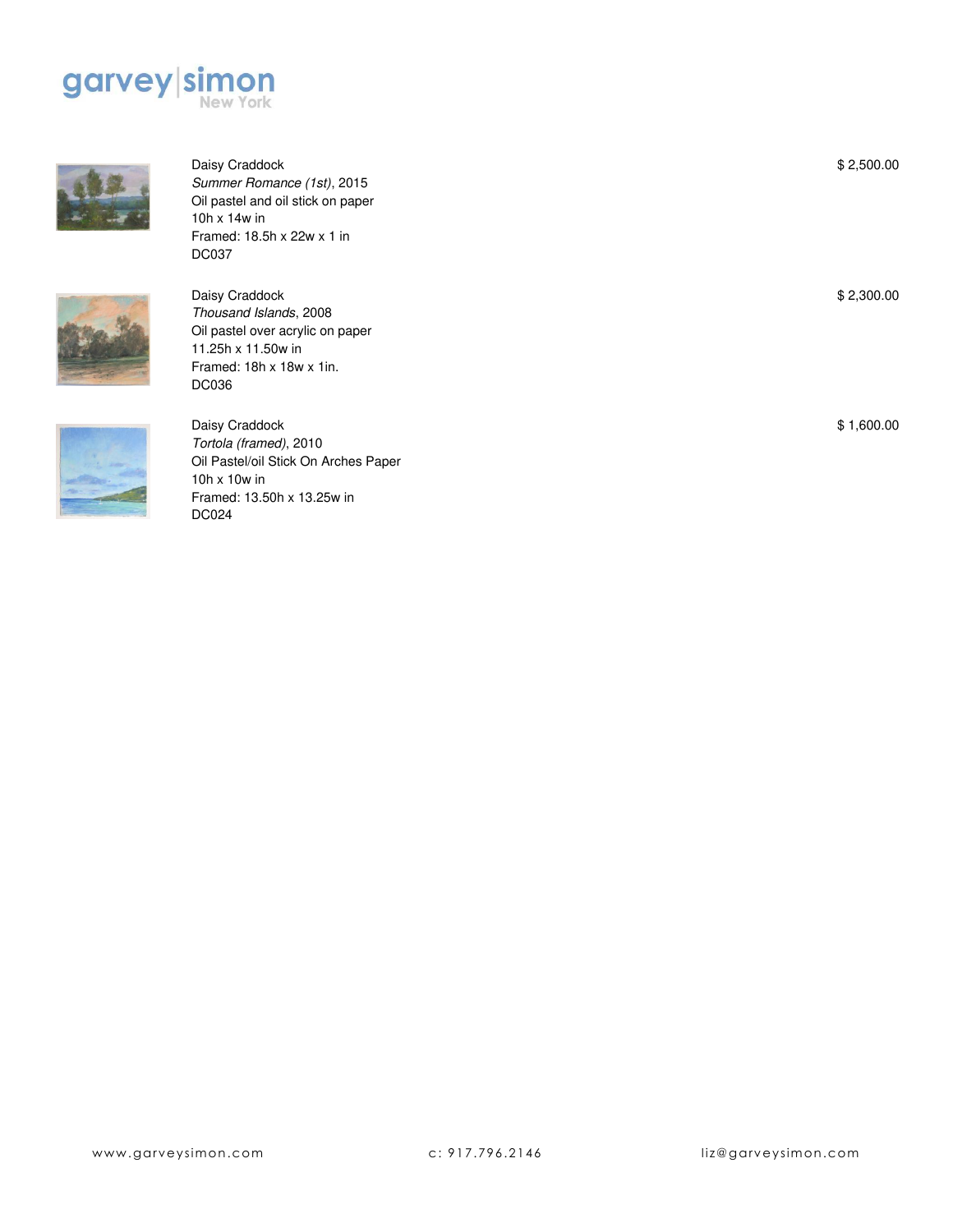Daisy Craddock
*Summer Romance (1st)*, 2015
Oil pastel and oil stick on paper
10h x 14w in
Framed: 18.5h x 22w x 1 in
DC037

$ 2,500.00

Daisy Craddock
*Thousand Islands*, 2008
Oil pastel over acrylic on paper
11.25h x 11.50w in
Framed: 18h x 18w x 1in.
DC036

$ 2,300.00

Daisy Craddock
*Tortola (framed)*, 2010
Oil Pastel/oil Stick On Arches Paper
10h x 10w in
Framed: 13.50h x 13.25w in
DC024

$ 1,600.00